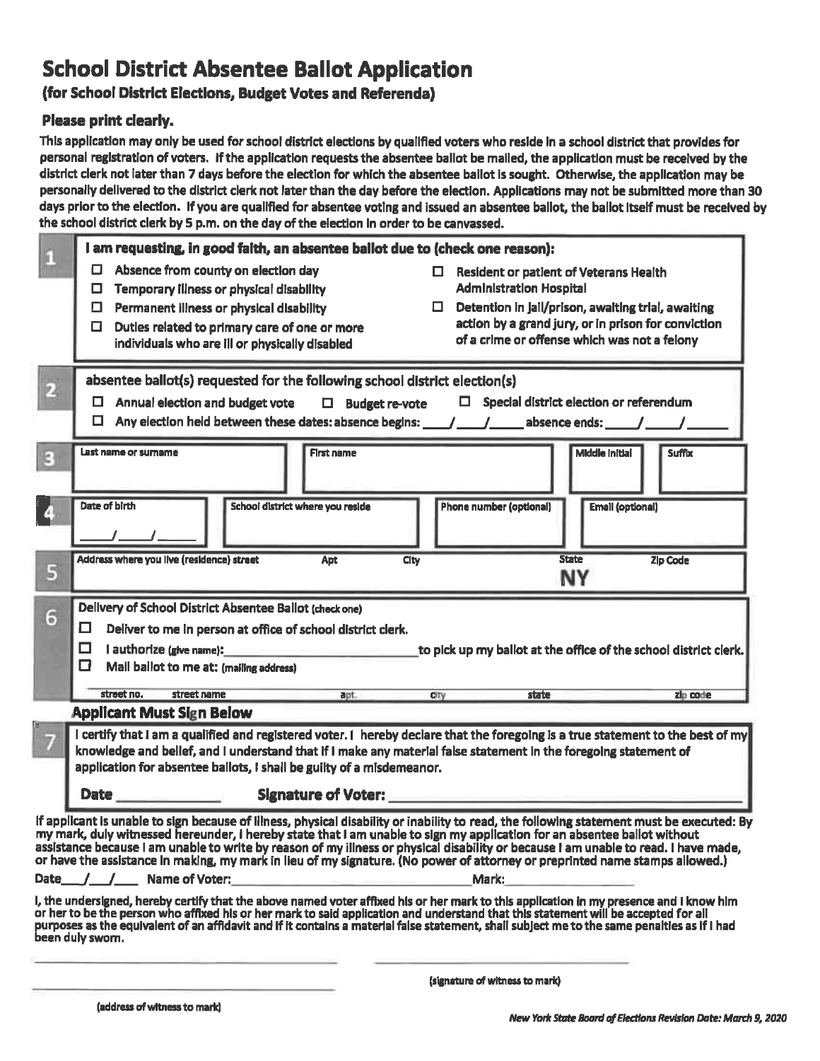# School District Absentee Ballot Application

**(for School District Elections, Budget Votes and Referenda)**

**Please print clearly.**

This application may only be used for school district elections by qualified voters who reside in a school district that provides for personal registration of voters. If the application requests the absentee ballot be mailed, the application must be received by the district clerk not later than 7 days before the election for which the absentee ballot is sought. Otherwise, the application may be personally delivered to the district clerk not later than the day before the election. Applications may not be submitted more than 30 days prior to the election. If you are qualified for absentee voting and issued an absentee ballot, the ballot itself must be received by the school district clerk by 5 p.m. on the day of the election in order to be canvassed.

**1 I am requesting, in good faith, an absentee ballot due to (check one reason):**

- ☐ Absence from county on election day
- ☐ Temporary illness or physical disability
- ☐ Permanent illness or physical disability
- ☐ Duties related to primary care of one or more individuals who are ill or physically disabled
- ☐ Resident or patient of Veterans Health Administration Hospital
- ☐ Detention in jail/prison, awaiting trial, awaiting action by a grand jury, or in prison for conviction of a crime or offense which was not a felony

**2 absentee ballot(s) requested for the following school district election(s)**

- ☐ Annual election and budget vote
- ☐ Budget re-vote
- ☐ Special district election or referendum
- ☐ Any election held between these dates: absence begins: ___/___/_____ absence ends: ____/____/_____

**3**

| Last name or surname | First name | Middle Initial | Suffix |
|---|---|---|---|
| | | | |

**4**

| Date of birth | School district where you reside | Phone number (optional) | Email (optional) |
|---|---|---|---|
| ___/___/_____ | | | |

**5**

| Address where you live (residence) street | Apt | City | State | Zip Code |
|---|---|---|---|---|
| | | | NY | |

**6 Delivery of School District Absentee Ballot (check one)**

- ☐ Deliver to me in person at office of school district clerk.
- ☐ I authorize (give name):______________________ to pick up my ballot at the office of the school district clerk.
- ☐ Mail ballot to me at: (mailing address)

street no. | street name | apt. | city | state | zip code

**Applicant Must Sign Below**

**7** I certify that I am a qualified and registered voter. I hereby declare that the foregoing is a true statement to the best of my knowledge and belief, and I understand that if I make any material false statement in the foregoing statement of application for absentee ballots, I shall be guilty of a misdemeanor.

**Date** ______________ **Signature of Voter:** ______________________________

**If applicant is unable to sign because of illness, physical disability or inability to read, the following statement must be executed: By my mark, duly witnessed hereunder, I hereby state that I am unable to sign my application for an absentee ballot without assistance because I am unable to write by reason of my illness or physical disability or because I am unable to read. I have made, or have the assistance in making, my mark in lieu of my signature. (No power of attorney or preprinted name stamps allowed.)**

Date___/___/___ Name of Voter:______________________________ Mark:______________

I, the undersigned, hereby certify that the above named voter affixed his or her mark to this application in my presence and I know him or her to be the person who affixed his or her mark to said application and understand that this statement will be accepted for all purposes as the equivalent of an affidavit and if it contains a material false statement, shall subject me to the same penalties as if I had been duly sworn.

______________________________ ______________________________

______________________________ (signature of witness to mark)

(address of witness to mark)

*New York State Board of Elections Revision Date: March 9, 2020*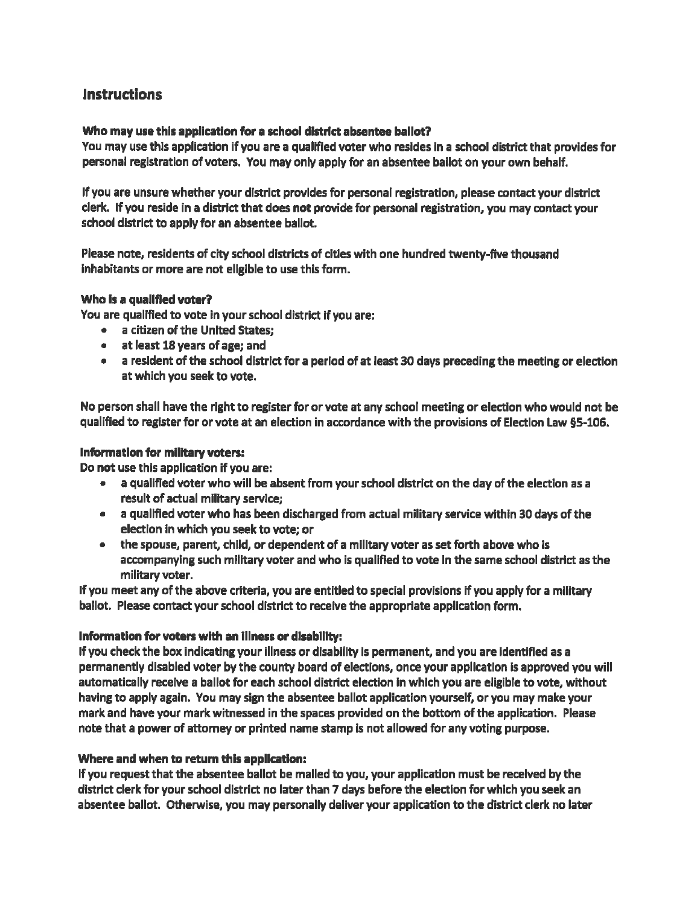## Instructions

**Who may use this application for a school district absentee ballot?**

You may use this application if you are a qualified voter who resides in a school district that provides for personal registration of voters. You may only apply for an absentee ballot on your own behalf.

If you are unsure whether your district provides for personal registration, please contact your district clerk. If you reside in a district that does **not** provide for personal registration, you may contact your school district to apply for an absentee ballot.

Please note, residents of city school districts of cities with one hundred twenty-five thousand inhabitants or more are not eligible to use this form.

**Who is a qualified voter?**

You are qualified to vote in your school district if you are:

- a citizen of the United States;
- at least 18 years of age; and
- a resident of the school district for a period of at least 30 days preceding the meeting or election at which you seek to vote.

No person shall have the right to register for or vote at any school meeting or election who would not be qualified to register for or vote at an election in accordance with the provisions of Election Law §5-106.

**Information for military voters:**

Do **not** use this application if you are:

- a qualified voter who will be absent from your school district on the day of the election as a result of actual military service;
- a qualified voter who has been discharged from actual military service within 30 days of the election in which you seek to vote; or
- the spouse, parent, child, or dependent of a military voter as set forth above who is accompanying such military voter and who is qualified to vote in the same school district as the military voter.

If you meet any of the above criteria, you are entitled to special provisions if you apply for a military ballot. Please contact your school district to receive the appropriate application form.

**Information for voters with an illness or disability:**

If you check the box indicating your illness or disability is permanent, and you are identified as a permanently disabled voter by the county board of elections, once your application is approved you will automatically receive a ballot for each school district election in which you are eligible to vote, without having to apply again. You may sign the absentee ballot application yourself, or you may make your mark and have your mark witnessed in the spaces provided on the bottom of the application. Please note that a power of attorney or printed name stamp is not allowed for any voting purpose.

**Where and when to return this application:**

If you request that the absentee ballot be mailed to you, your application must be received by the district clerk for your school district no later than 7 days before the election for which you seek an absentee ballot. Otherwise, you may personally deliver your application to the district clerk no later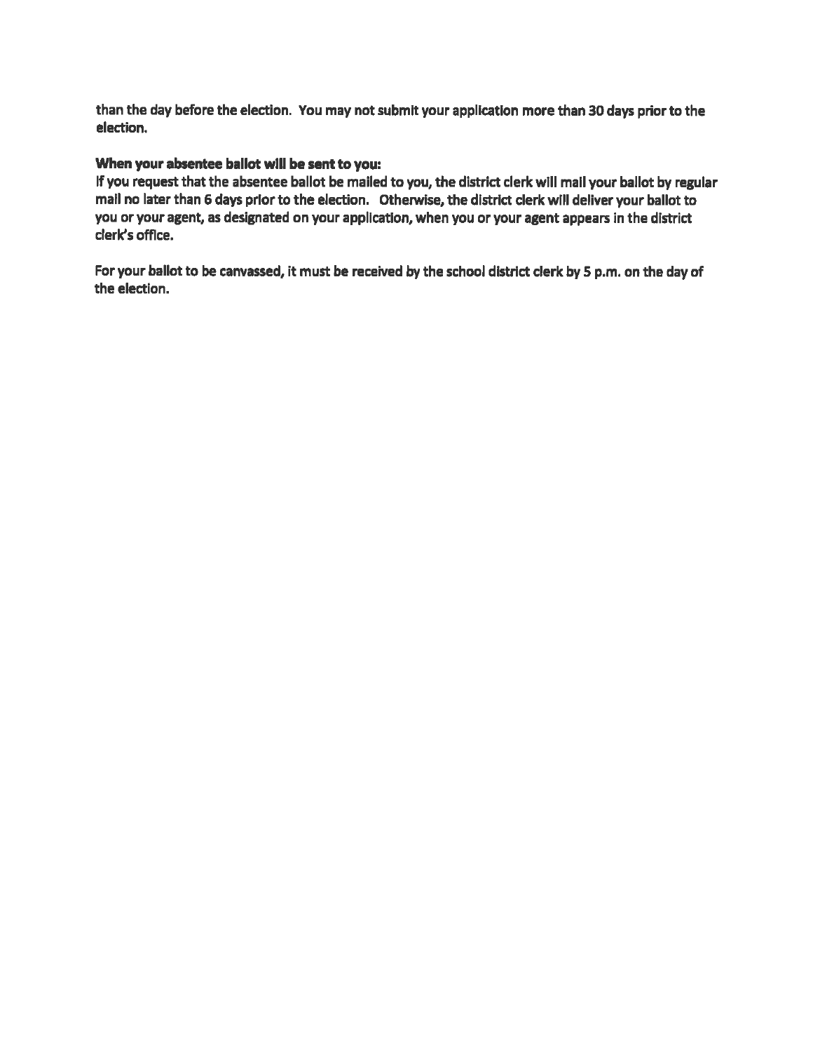than the day before the election. You may not submit your application more than 30 days prior to the election.

**When your absentee ballot will be sent to you:**

If you request that the absentee ballot be mailed to you, the district clerk will mail your ballot by regular mail no later than 6 days prior to the election. Otherwise, the district clerk will deliver your ballot to you or your agent, as designated on your application, when you or your agent appears in the district clerk's office.

For your ballot to be canvassed, it must be received by the school district clerk by 5 p.m. on the day of the election.